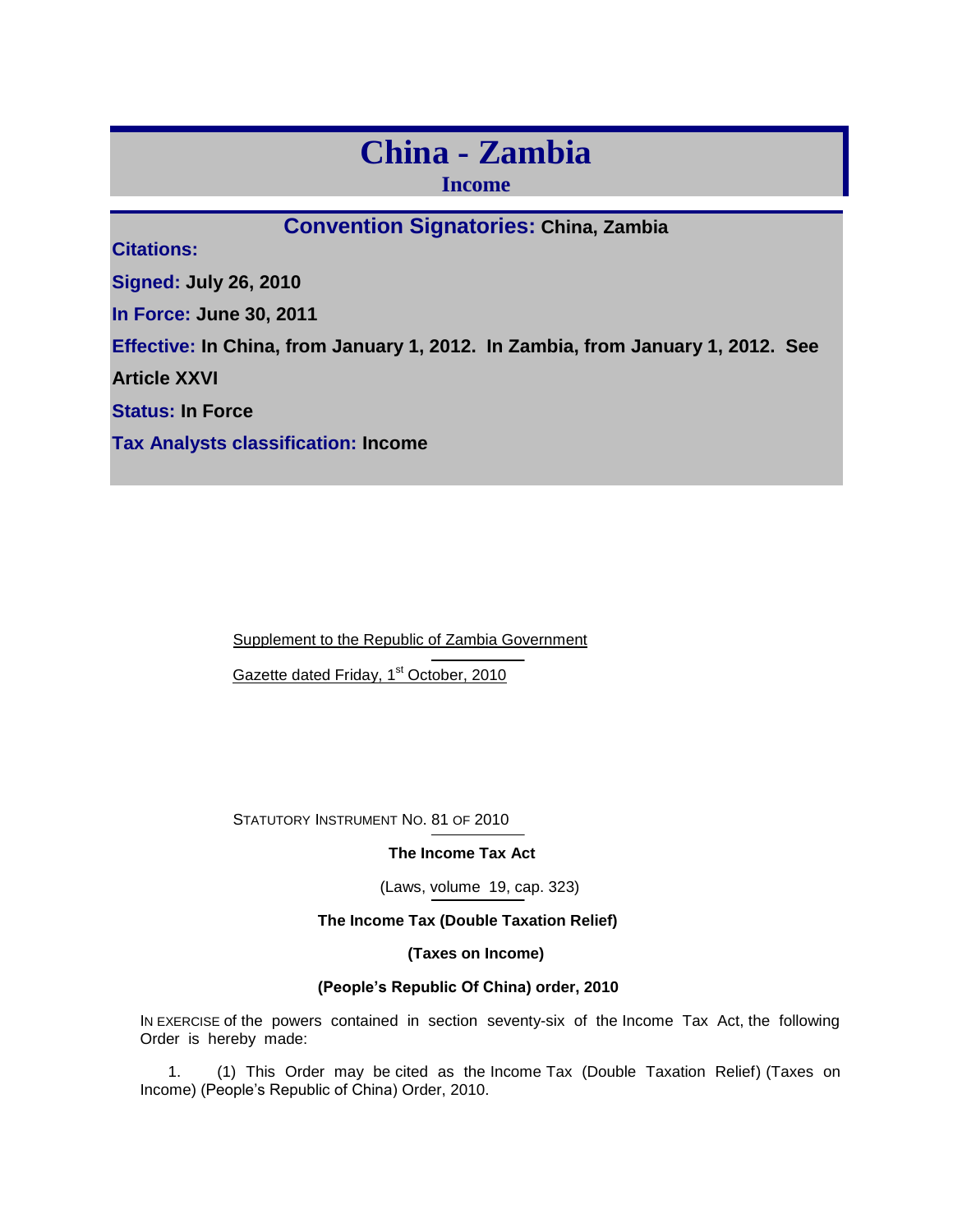# China - Zambia

## Income

**Convention Signatories:** China, Zambia

**Citations:**

**Signed:** July 26, 2010

**In Force:** June 30, 2011

**Effective:** In China, from January 1, 2012. In Zambia, from January 1, 2012. See Article XXVI

**Status:** In Force

**Tax Analysts classification:** Income

Supplement to the Republic of Zambia Government

Gazette dated Friday, 1st October, 2010

STATUTORY INSTRUMENT NO. 81 OF 2010

**The Income Tax Act**

(Laws, volume 19, cap. 323)

**The Income Tax (Double Taxation Relief)**

**(Taxes on Income)**

**(People's Republic Of China) order, 2010**

IN EXERCISE of the powers contained in section seventy-six of the Income Tax Act, the following Order is hereby made:

1. (1) This Order may be cited as the Income Tax (Double Taxation Relief) (Taxes on Income) (People's Republic of China) Order, 2010.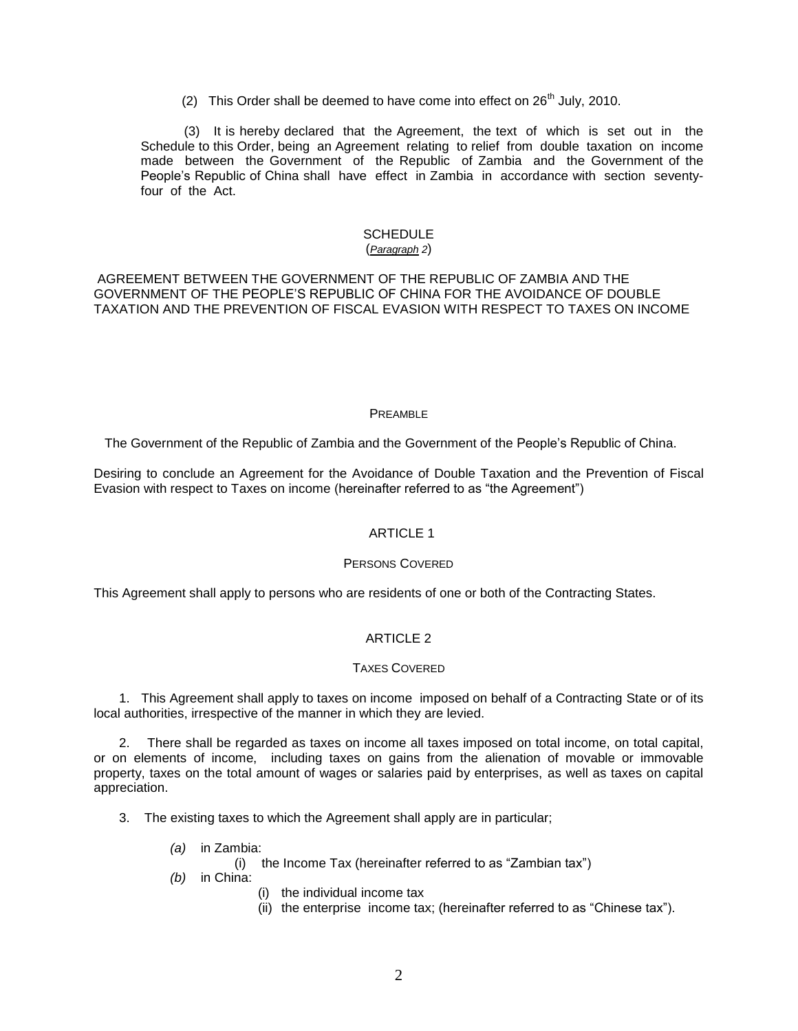(2) This Order shall be deemed to have come into effect on 26th July, 2010.

(3) It is hereby declared that the Agreement, the text of which is set out in the Schedule to this Order, being an Agreement relating to relief from double taxation on income made between the Government of the Republic of Zambia and the Government of the People's Republic of China shall have effect in Zambia in accordance with section seventy-four of the Act.

## SCHEDULE

(*Paragraph 2*)

## AGREEMENT BETWEEN THE GOVERNMENT OF THE REPUBLIC OF ZAMBIA AND THE GOVERNMENT OF THE PEOPLE'S REPUBLIC OF CHINA FOR THE AVOIDANCE OF DOUBLE TAXATION AND THE PREVENTION OF FISCAL EVASION WITH RESPECT TO TAXES ON INCOME

### PREAMBLE

The Government of the Republic of Zambia and the Government of the People's Republic of China.

Desiring to conclude an Agreement for the Avoidance of Double Taxation and the Prevention of Fiscal Evasion with respect to Taxes on income (hereinafter referred to as "the Agreement")

### ARTICLE 1

#### PERSONS COVERED

This Agreement shall apply to persons who are residents of one or both of the Contracting States.

### ARTICLE 2

#### TAXES COVERED

1. This Agreement shall apply to taxes on income imposed on behalf of a Contracting State or of its local authorities, irrespective of the manner in which they are levied.

2. There shall be regarded as taxes on income all taxes imposed on total income, on total capital, or on elements of income, including taxes on gains from the alienation of movable or immovable property, taxes on the total amount of wages or salaries paid by enterprises, as well as taxes on capital appreciation.

3. The existing taxes to which the Agreement shall apply are in particular;

*(a)* in Zambia:

(i) the Income Tax (hereinafter referred to as "Zambian tax")

*(b)* in China:

(i) the individual income tax

(ii) the enterprise income tax; (hereinafter referred to as "Chinese tax").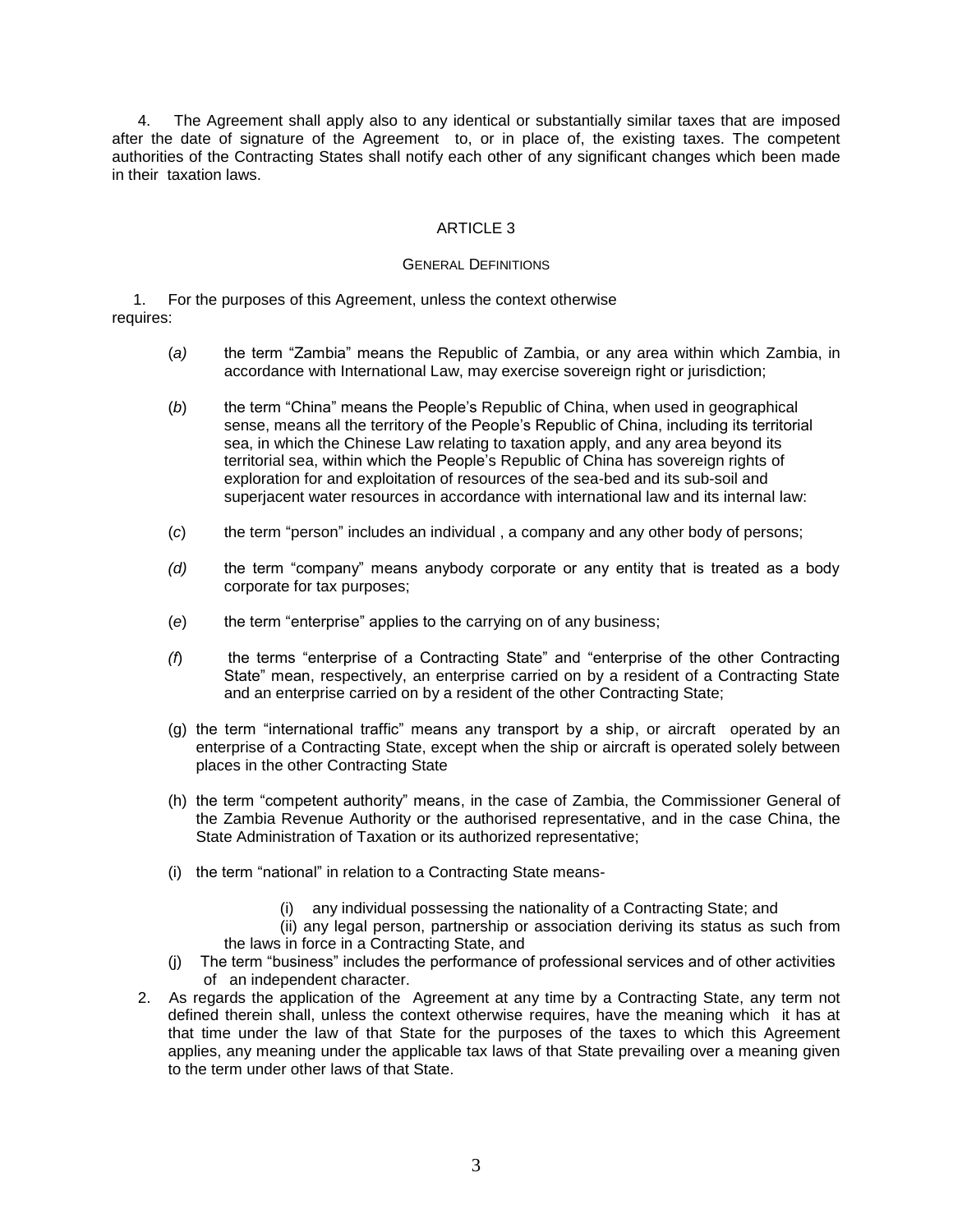4. The Agreement shall apply also to any identical or substantially similar taxes that are imposed after the date of signature of the Agreement to, or in place of, the existing taxes. The competent authorities of the Contracting States shall notify each other of any significant changes which been made in their taxation laws.

## ARTICLE 3

### GENERAL DEFINITIONS

1. For the purposes of this Agreement, unless the context otherwise requires:

   (*a)* the term "Zambia" means the Republic of Zambia, or any area within which Zambia, in accordance with International Law, may exercise sovereign right or jurisdiction;

   (*b*) the term "China" means the People's Republic of China, when used in geographical sense, means all the territory of the People's Republic of China, including its territorial sea, in which the Chinese Law relating to taxation apply, and any area beyond its territorial sea, within which the People's Republic of China has sovereign rights of exploration for and exploitation of resources of the sea-bed and its sub-soil and superjacent water resources in accordance with international law and its internal law:

   (*c*) the term "person" includes an individual , a company and any other body of persons;

   *(d)* the term "company" means anybody corporate or any entity that is treated as a body corporate for tax purposes;

   (*e*) the term "enterprise" applies to the carrying on of any business;

   *(f*) the terms "enterprise of a Contracting State" and "enterprise of the other Contracting State" mean, respectively, an enterprise carried on by a resident of a Contracting State and an enterprise carried on by a resident of the other Contracting State;

   (g) the term "international traffic" means any transport by a ship, or aircraft operated by an enterprise of a Contracting State, except when the ship or aircraft is operated solely between places in the other Contracting State

   (h) the term "competent authority" means, in the case of Zambia, the Commissioner General of the Zambia Revenue Authority or the authorised representative, and in the case China, the State Administration of Taxation or its authorized representative;

   (i) the term "national" in relation to a Contracting State means-

      (i) any individual possessing the nationality of a Contracting State; and

      (ii) any legal person, partnership or association deriving its status as such from the laws in force in a Contracting State, and

   (j) The term "business" includes the performance of professional services and of other activities of an independent character.

2. As regards the application of the Agreement at any time by a Contracting State, any term not defined therein shall, unless the context otherwise requires, have the meaning which it has at that time under the law of that State for the purposes of the taxes to which this Agreement applies, any meaning under the applicable tax laws of that State prevailing over a meaning given to the term under other laws of that State.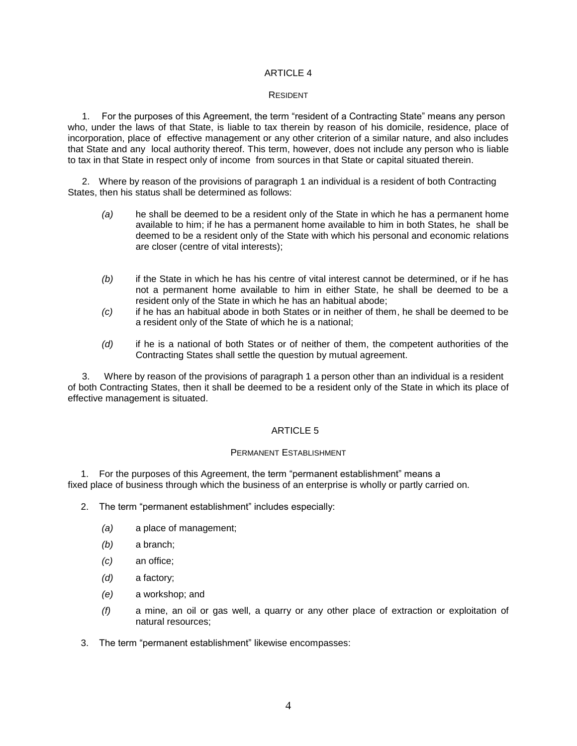## ARTICLE 4

### RESIDENT

1. For the purposes of this Agreement, the term "resident of a Contracting State" means any person who, under the laws of that State, is liable to tax therein by reason of his domicile, residence, place of incorporation, place of effective management or any other criterion of a similar nature, and also includes that State and any local authority thereof. This term, however, does not include any person who is liable to tax in that State in respect only of income from sources in that State or capital situated therein.

2. Where by reason of the provisions of paragraph 1 an individual is a resident of both Contracting States, then his status shall be determined as follows:

   *(a)* he shall be deemed to be a resident only of the State in which he has a permanent home available to him; if he has a permanent home available to him in both States, he shall be deemed to be a resident only of the State with which his personal and economic relations are closer (centre of vital interests);

   *(b)* if the State in which he has his centre of vital interest cannot be determined, or if he has not a permanent home available to him in either State, he shall be deemed to be a resident only of the State in which he has an habitual abode;

   *(c)* if he has an habitual abode in both States or in neither of them, he shall be deemed to be a resident only of the State of which he is a national;

   *(d)* if he is a national of both States or of neither of them, the competent authorities of the Contracting States shall settle the question by mutual agreement.

3. Where by reason of the provisions of paragraph 1 a person other than an individual is a resident of both Contracting States, then it shall be deemed to be a resident only of the State in which its place of effective management is situated.

## ARTICLE 5

### PERMANENT ESTABLISHMENT

1. For the purposes of this Agreement, the term "permanent establishment" means a fixed place of business through which the business of an enterprise is wholly or partly carried on.

2. The term "permanent establishment" includes especially:

   *(a)* a place of management;

   *(b)* a branch;

   *(c)* an office;

   *(d)* a factory;

   *(e)* a workshop; and

   *(f)* a mine, an oil or gas well, a quarry or any other place of extraction or exploitation of natural resources;

3. The term "permanent establishment" likewise encompasses: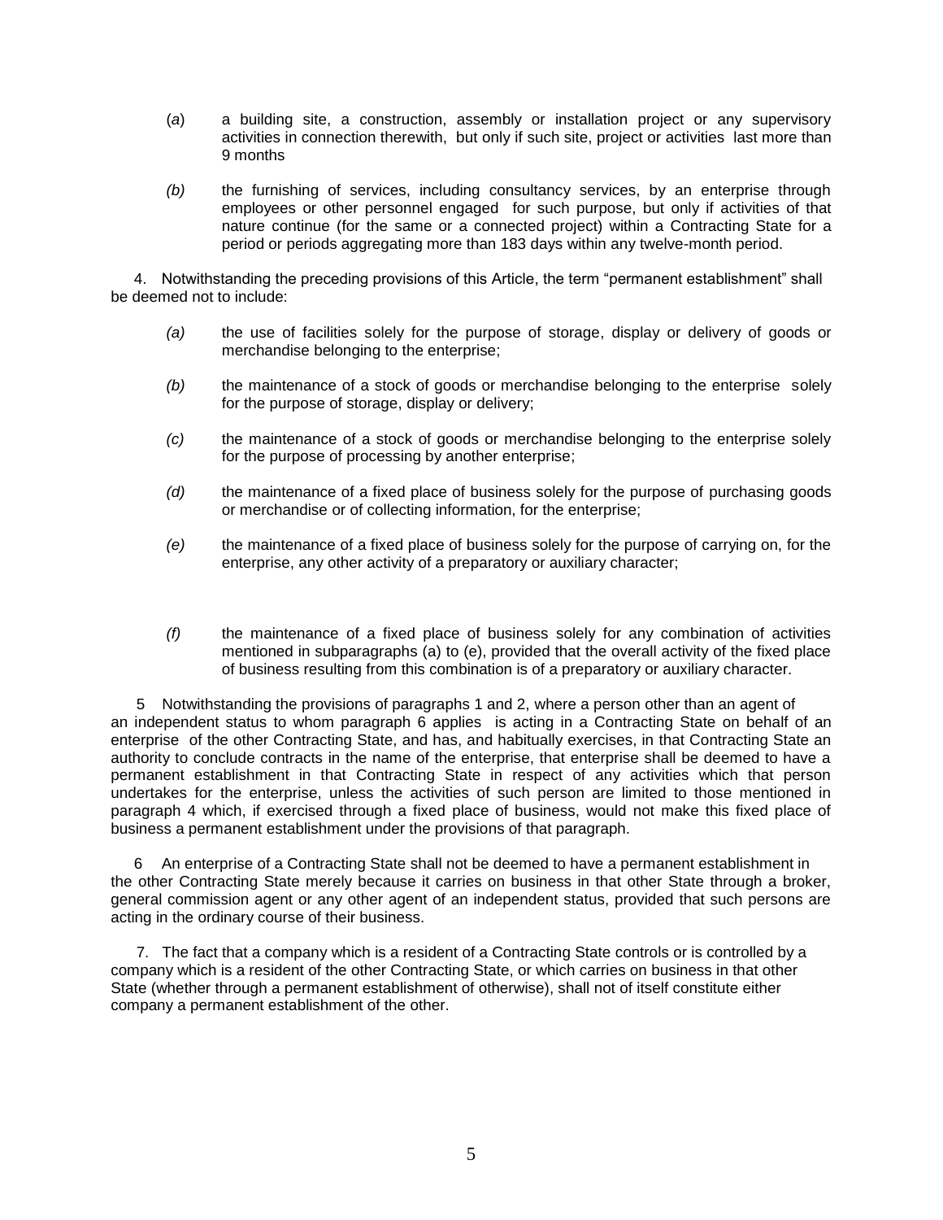(*a*) a building site, a construction, assembly or installation project or any supervisory activities in connection therewith, but only if such site, project or activities last more than 9 months

*(b)* the furnishing of services, including consultancy services, by an enterprise through employees or other personnel engaged for such purpose, but only if activities of that nature continue (for the same or a connected project) within a Contracting State for a period or periods aggregating more than 183 days within any twelve-month period.

4. Notwithstanding the preceding provisions of this Article, the term "permanent establishment" shall be deemed not to include:

*(a)* the use of facilities solely for the purpose of storage, display or delivery of goods or merchandise belonging to the enterprise;

*(b)* the maintenance of a stock of goods or merchandise belonging to the enterprise solely for the purpose of storage, display or delivery;

*(c)* the maintenance of a stock of goods or merchandise belonging to the enterprise solely for the purpose of processing by another enterprise;

*(d)* the maintenance of a fixed place of business solely for the purpose of purchasing goods or merchandise or of collecting information, for the enterprise;

*(e)* the maintenance of a fixed place of business solely for the purpose of carrying on, for the enterprise, any other activity of a preparatory or auxiliary character;

*(f)* the maintenance of a fixed place of business solely for any combination of activities mentioned in subparagraphs (a) to (e), provided that the overall activity of the fixed place of business resulting from this combination is of a preparatory or auxiliary character.

5 Notwithstanding the provisions of paragraphs 1 and 2, where a person other than an agent of an independent status to whom paragraph 6 applies is acting in a Contracting State on behalf of an enterprise of the other Contracting State, and has, and habitually exercises, in that Contracting State an authority to conclude contracts in the name of the enterprise, that enterprise shall be deemed to have a permanent establishment in that Contracting State in respect of any activities which that person undertakes for the enterprise, unless the activities of such person are limited to those mentioned in paragraph 4 which, if exercised through a fixed place of business, would not make this fixed place of business a permanent establishment under the provisions of that paragraph.

6 An enterprise of a Contracting State shall not be deemed to have a permanent establishment in the other Contracting State merely because it carries on business in that other State through a broker, general commission agent or any other agent of an independent status, provided that such persons are acting in the ordinary course of their business.

7. The fact that a company which is a resident of a Contracting State controls or is controlled by a company which is a resident of the other Contracting State, or which carries on business in that other State (whether through a permanent establishment of otherwise), shall not of itself constitute either company a permanent establishment of the other.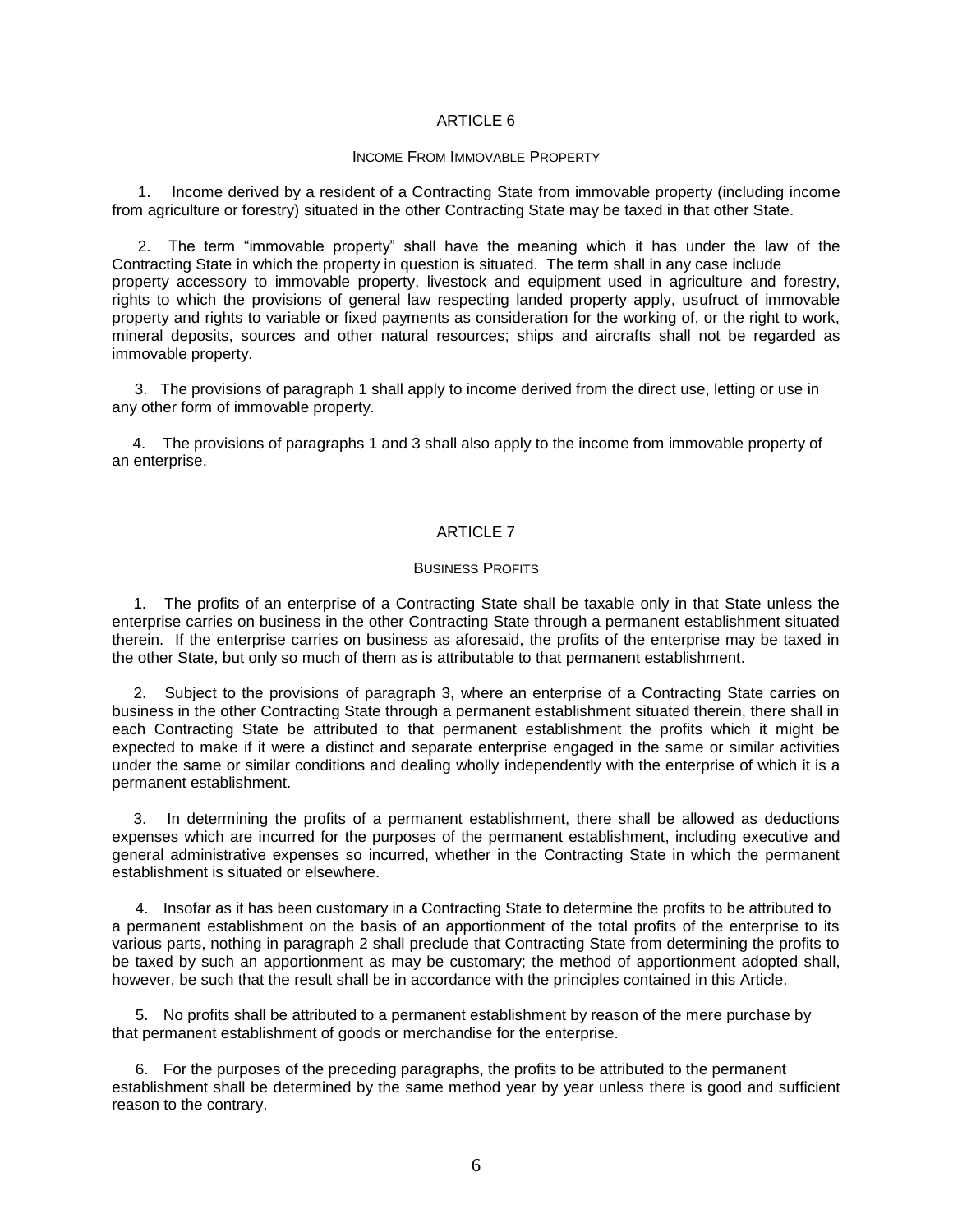## ARTICLE 6

### INCOME FROM IMMOVABLE PROPERTY

1. Income derived by a resident of a Contracting State from immovable property (including income from agriculture or forestry) situated in the other Contracting State may be taxed in that other State.

2. The term "immovable property" shall have the meaning which it has under the law of the Contracting State in which the property in question is situated. The term shall in any case include property accessory to immovable property, livestock and equipment used in agriculture and forestry, rights to which the provisions of general law respecting landed property apply, usufruct of immovable property and rights to variable or fixed payments as consideration for the working of, or the right to work, mineral deposits, sources and other natural resources; ships and aircrafts shall not be regarded as immovable property.

3. The provisions of paragraph 1 shall apply to income derived from the direct use, letting or use in any other form of immovable property.

4. The provisions of paragraphs 1 and 3 shall also apply to the income from immovable property of an enterprise.

## ARTICLE 7

### BUSINESS PROFITS

1. The profits of an enterprise of a Contracting State shall be taxable only in that State unless the enterprise carries on business in the other Contracting State through a permanent establishment situated therein. If the enterprise carries on business as aforesaid, the profits of the enterprise may be taxed in the other State, but only so much of them as is attributable to that permanent establishment.

2. Subject to the provisions of paragraph 3, where an enterprise of a Contracting State carries on business in the other Contracting State through a permanent establishment situated therein, there shall in each Contracting State be attributed to that permanent establishment the profits which it might be expected to make if it were a distinct and separate enterprise engaged in the same or similar activities under the same or similar conditions and dealing wholly independently with the enterprise of which it is a permanent establishment.

3. In determining the profits of a permanent establishment, there shall be allowed as deductions expenses which are incurred for the purposes of the permanent establishment, including executive and general administrative expenses so incurred, whether in the Contracting State in which the permanent establishment is situated or elsewhere.

4. Insofar as it has been customary in a Contracting State to determine the profits to be attributed to a permanent establishment on the basis of an apportionment of the total profits of the enterprise to its various parts, nothing in paragraph 2 shall preclude that Contracting State from determining the profits to be taxed by such an apportionment as may be customary; the method of apportionment adopted shall, however, be such that the result shall be in accordance with the principles contained in this Article.

5. No profits shall be attributed to a permanent establishment by reason of the mere purchase by that permanent establishment of goods or merchandise for the enterprise.

6. For the purposes of the preceding paragraphs, the profits to be attributed to the permanent establishment shall be determined by the same method year by year unless there is good and sufficient reason to the contrary.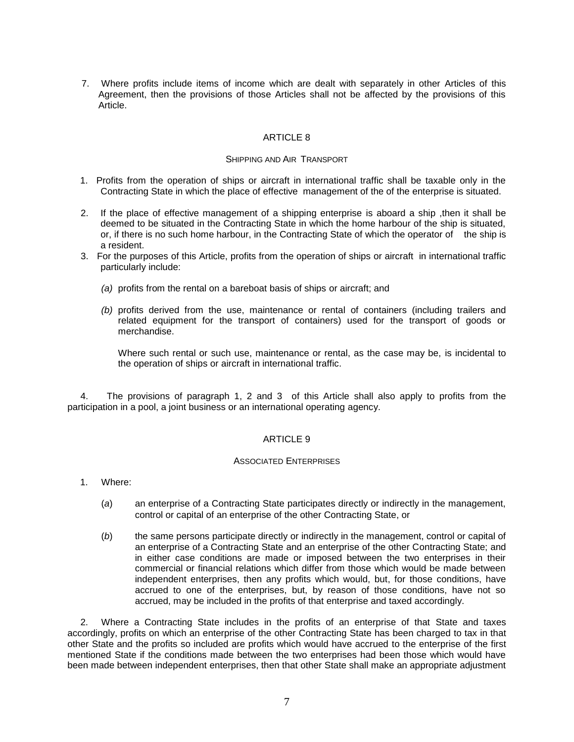7. Where profits include items of income which are dealt with separately in other Articles of this Agreement, then the provisions of those Articles shall not be affected by the provisions of this Article.

## ARTICLE 8

### SHIPPING AND AIR TRANSPORT

1. Profits from the operation of ships or aircraft in international traffic shall be taxable only in the Contracting State in which the place of effective management of the of the enterprise is situated.

2. If the place of effective management of a shipping enterprise is aboard a ship ,then it shall be deemed to be situated in the Contracting State in which the home harbour of the ship is situated, or, if there is no such home harbour, in the Contracting State of which the operator of the ship is a resident.

3. For the purposes of this Article, profits from the operation of ships or aircraft in international traffic particularly include:

   *(a)* profits from the rental on a bareboat basis of ships or aircraft; and

   *(b)* profits derived from the use, maintenance or rental of containers (including trailers and related equipment for the transport of containers) used for the transport of goods or merchandise.

   Where such rental or such use, maintenance or rental, as the case may be, is incidental to the operation of ships or aircraft in international traffic.

4. The provisions of paragraph 1, 2 and 3 of this Article shall also apply to profits from the participation in a pool, a joint business or an international operating agency.

## ARTICLE 9

### ASSOCIATED ENTERPRISES

1. Where:

   (*a*) an enterprise of a Contracting State participates directly or indirectly in the management, control or capital of an enterprise of the other Contracting State, or

   (*b*) the same persons participate directly or indirectly in the management, control or capital of an enterprise of a Contracting State and an enterprise of the other Contracting State; and in either case conditions are made or imposed between the two enterprises in their commercial or financial relations which differ from those which would be made between independent enterprises, then any profits which would, but, for those conditions, have accrued to one of the enterprises, but, by reason of those conditions, have not so accrued, may be included in the profits of that enterprise and taxed accordingly.

2. Where a Contracting State includes in the profits of an enterprise of that State and taxes accordingly, profits on which an enterprise of the other Contracting State has been charged to tax in that other State and the profits so included are profits which would have accrued to the enterprise of the first mentioned State if the conditions made between the two enterprises had been those which would have been made between independent enterprises, then that other State shall make an appropriate adjustment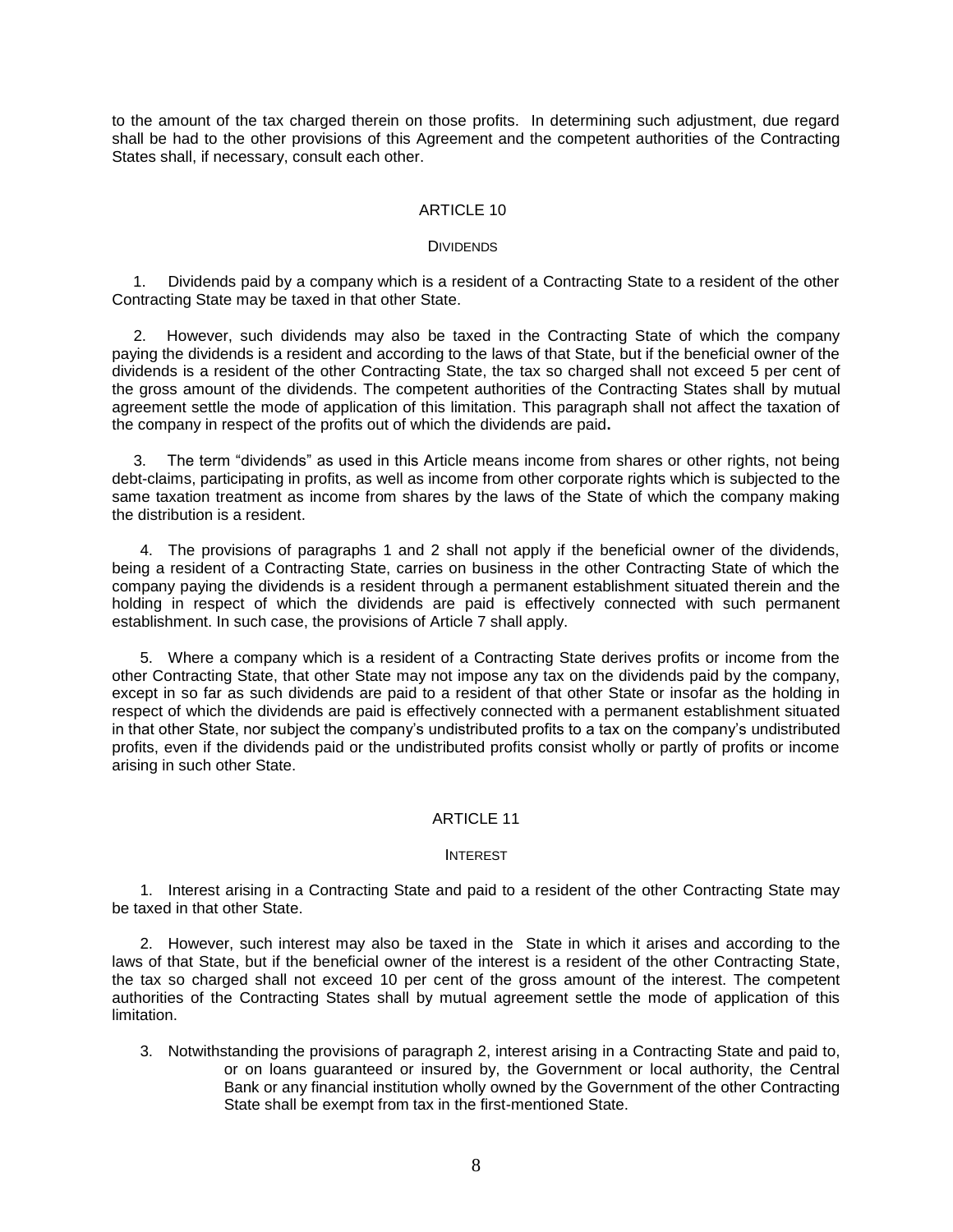to the amount of the tax charged therein on those profits. In determining such adjustment, due regard shall be had to the other provisions of this Agreement and the competent authorities of the Contracting States shall, if necessary, consult each other.

## ARTICLE 10

### DIVIDENDS

1. Dividends paid by a company which is a resident of a Contracting State to a resident of the other Contracting State may be taxed in that other State.

2. However, such dividends may also be taxed in the Contracting State of which the company paying the dividends is a resident and according to the laws of that State, but if the beneficial owner of the dividends is a resident of the other Contracting State, the tax so charged shall not exceed 5 per cent of the gross amount of the dividends. The competent authorities of the Contracting States shall by mutual agreement settle the mode of application of this limitation. This paragraph shall not affect the taxation of the company in respect of the profits out of which the dividends are paid**.**

3. The term "dividends" as used in this Article means income from shares or other rights, not being debt-claims, participating in profits, as well as income from other corporate rights which is subjected to the same taxation treatment as income from shares by the laws of the State of which the company making the distribution is a resident.

4. The provisions of paragraphs 1 and 2 shall not apply if the beneficial owner of the dividends, being a resident of a Contracting State, carries on business in the other Contracting State of which the company paying the dividends is a resident through a permanent establishment situated therein and the holding in respect of which the dividends are paid is effectively connected with such permanent establishment. In such case, the provisions of Article 7 shall apply.

5. Where a company which is a resident of a Contracting State derives profits or income from the other Contracting State, that other State may not impose any tax on the dividends paid by the company, except in so far as such dividends are paid to a resident of that other State or insofar as the holding in respect of which the dividends are paid is effectively connected with a permanent establishment situated in that other State, nor subject the company's undistributed profits to a tax on the company's undistributed profits, even if the dividends paid or the undistributed profits consist wholly or partly of profits or income arising in such other State.

## ARTICLE 11

### INTEREST

1. Interest arising in a Contracting State and paid to a resident of the other Contracting State may be taxed in that other State.

2. However, such interest may also be taxed in the State in which it arises and according to the laws of that State, but if the beneficial owner of the interest is a resident of the other Contracting State, the tax so charged shall not exceed 10 per cent of the gross amount of the interest. The competent authorities of the Contracting States shall by mutual agreement settle the mode of application of this limitation.

3. Notwithstanding the provisions of paragraph 2, interest arising in a Contracting State and paid to, or on loans guaranteed or insured by, the Government or local authority, the Central Bank or any financial institution wholly owned by the Government of the other Contracting State shall be exempt from tax in the first-mentioned State.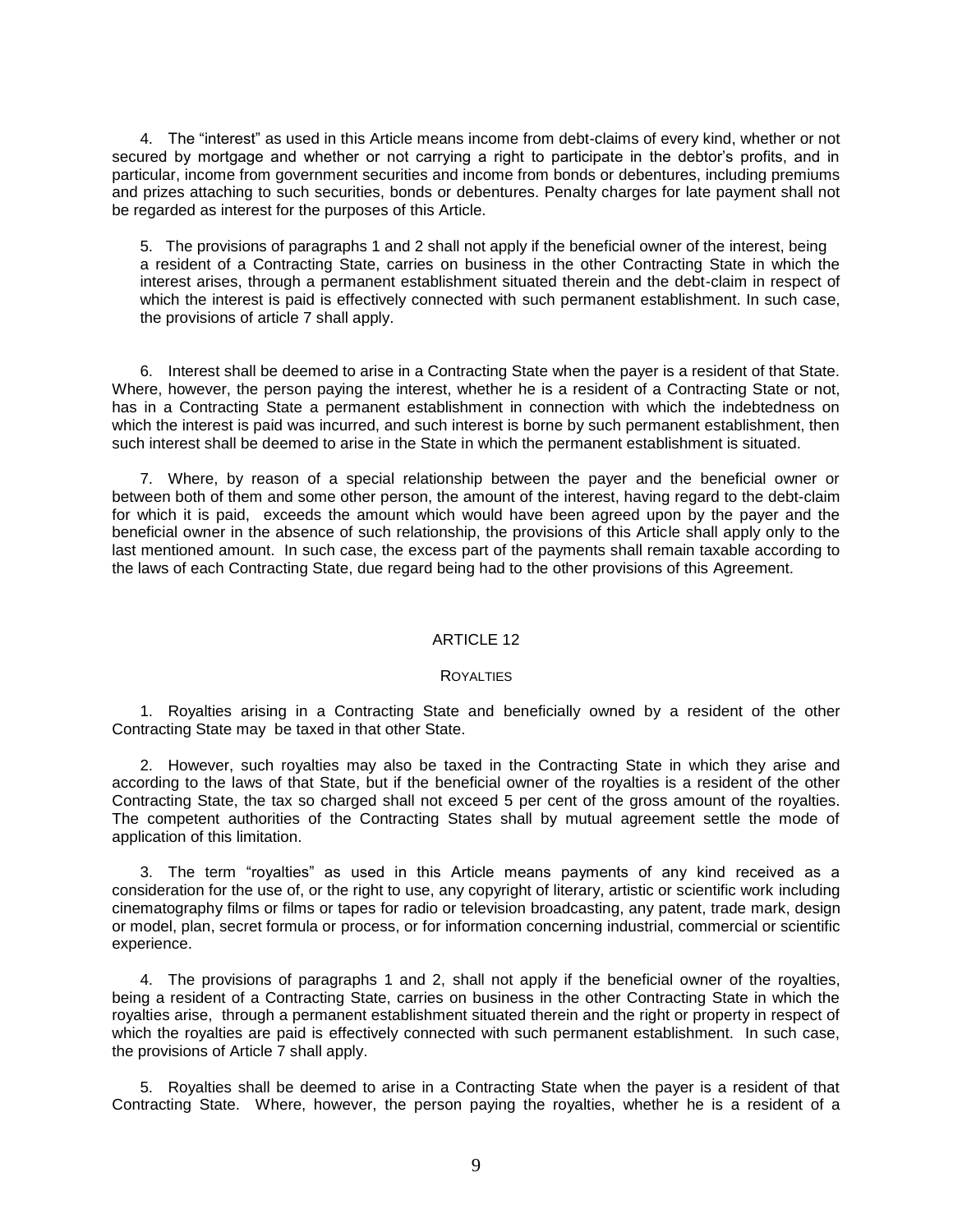4. The "interest" as used in this Article means income from debt-claims of every kind, whether or not secured by mortgage and whether or not carrying a right to participate in the debtor's profits, and in particular, income from government securities and income from bonds or debentures, including premiums and prizes attaching to such securities, bonds or debentures. Penalty charges for late payment shall not be regarded as interest for the purposes of this Article.

5. The provisions of paragraphs 1 and 2 shall not apply if the beneficial owner of the interest, being a resident of a Contracting State, carries on business in the other Contracting State in which the interest arises, through a permanent establishment situated therein and the debt-claim in respect of which the interest is paid is effectively connected with such permanent establishment. In such case, the provisions of article 7 shall apply.

6. Interest shall be deemed to arise in a Contracting State when the payer is a resident of that State. Where, however, the person paying the interest, whether he is a resident of a Contracting State or not, has in a Contracting State a permanent establishment in connection with which the indebtedness on which the interest is paid was incurred, and such interest is borne by such permanent establishment, then such interest shall be deemed to arise in the State in which the permanent establishment is situated.

7. Where, by reason of a special relationship between the payer and the beneficial owner or between both of them and some other person, the amount of the interest, having regard to the debt-claim for which it is paid, exceeds the amount which would have been agreed upon by the payer and the beneficial owner in the absence of such relationship, the provisions of this Article shall apply only to the last mentioned amount. In such case, the excess part of the payments shall remain taxable according to the laws of each Contracting State, due regard being had to the other provisions of this Agreement.

## ARTICLE 12

### ROYALTIES

1. Royalties arising in a Contracting State and beneficially owned by a resident of the other Contracting State may be taxed in that other State.

2. However, such royalties may also be taxed in the Contracting State in which they arise and according to the laws of that State, but if the beneficial owner of the royalties is a resident of the other Contracting State, the tax so charged shall not exceed 5 per cent of the gross amount of the royalties. The competent authorities of the Contracting States shall by mutual agreement settle the mode of application of this limitation.

3. The term "royalties" as used in this Article means payments of any kind received as a consideration for the use of, or the right to use, any copyright of literary, artistic or scientific work including cinematography films or films or tapes for radio or television broadcasting, any patent, trade mark, design or model, plan, secret formula or process, or for information concerning industrial, commercial or scientific experience.

4. The provisions of paragraphs 1 and 2, shall not apply if the beneficial owner of the royalties, being a resident of a Contracting State, carries on business in the other Contracting State in which the royalties arise, through a permanent establishment situated therein and the right or property in respect of which the royalties are paid is effectively connected with such permanent establishment. In such case, the provisions of Article 7 shall apply.

5. Royalties shall be deemed to arise in a Contracting State when the payer is a resident of that Contracting State. Where, however, the person paying the royalties, whether he is a resident of a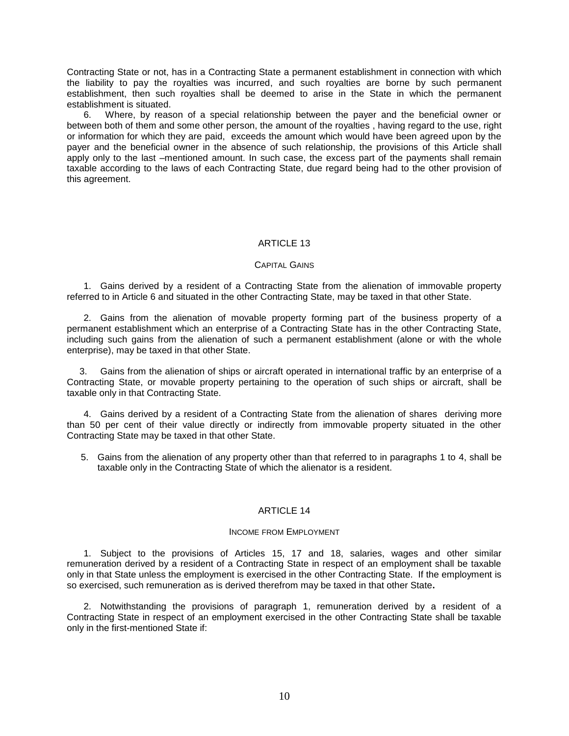Contracting State or not, has in a Contracting State a permanent establishment in connection with which the liability to pay the royalties was incurred, and such royalties are borne by such permanent establishment, then such royalties shall be deemed to arise in the State in which the permanent establishment is situated.

6. Where, by reason of a special relationship between the payer and the beneficial owner or between both of them and some other person, the amount of the royalties , having regard to the use, right or information for which they are paid, exceeds the amount which would have been agreed upon by the payer and the beneficial owner in the absence of such relationship, the provisions of this Article shall apply only to the last –mentioned amount. In such case, the excess part of the payments shall remain taxable according to the laws of each Contracting State, due regard being had to the other provision of this agreement.

## ARTICLE 13

### CAPITAL GAINS

1. Gains derived by a resident of a Contracting State from the alienation of immovable property referred to in Article 6 and situated in the other Contracting State, may be taxed in that other State.

2. Gains from the alienation of movable property forming part of the business property of a permanent establishment which an enterprise of a Contracting State has in the other Contracting State, including such gains from the alienation of such a permanent establishment (alone or with the whole enterprise), may be taxed in that other State.

3. Gains from the alienation of ships or aircraft operated in international traffic by an enterprise of a Contracting State, or movable property pertaining to the operation of such ships or aircraft, shall be taxable only in that Contracting State.

4. Gains derived by a resident of a Contracting State from the alienation of shares deriving more than 50 per cent of their value directly or indirectly from immovable property situated in the other Contracting State may be taxed in that other State.

5. Gains from the alienation of any property other than that referred to in paragraphs 1 to 4, shall be taxable only in the Contracting State of which the alienator is a resident.

## ARTICLE 14

### INCOME FROM EMPLOYMENT

1. Subject to the provisions of Articles 15, 17 and 18, salaries, wages and other similar remuneration derived by a resident of a Contracting State in respect of an employment shall be taxable only in that State unless the employment is exercised in the other Contracting State. If the employment is so exercised, such remuneration as is derived therefrom may be taxed in that other State.

2. Notwithstanding the provisions of paragraph 1, remuneration derived by a resident of a Contracting State in respect of an employment exercised in the other Contracting State shall be taxable only in the first-mentioned State if: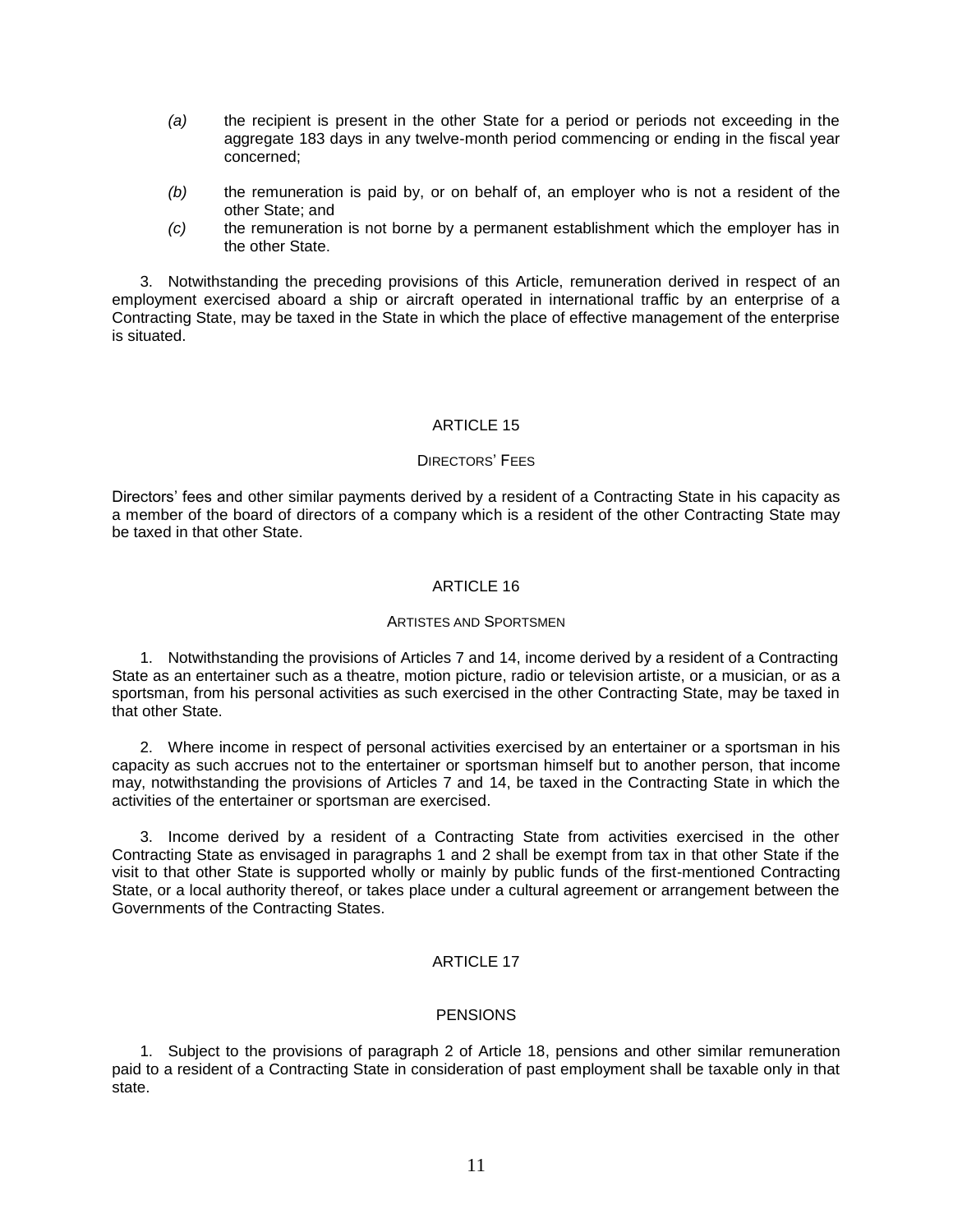*(a)* the recipient is present in the other State for a period or periods not exceeding in the aggregate 183 days in any twelve-month period commencing or ending in the fiscal year concerned;

*(b)* the remuneration is paid by, or on behalf of, an employer who is not a resident of the other State; and

*(c)* the remuneration is not borne by a permanent establishment which the employer has in the other State.

3. Notwithstanding the preceding provisions of this Article, remuneration derived in respect of an employment exercised aboard a ship or aircraft operated in international traffic by an enterprise of a Contracting State, may be taxed in the State in which the place of effective management of the enterprise is situated.

## ARTICLE 15

### DIRECTORS' FEES

Directors' fees and other similar payments derived by a resident of a Contracting State in his capacity as a member of the board of directors of a company which is a resident of the other Contracting State may be taxed in that other State.

## ARTICLE 16

### ARTISTES AND SPORTSMEN

1. Notwithstanding the provisions of Articles 7 and 14, income derived by a resident of a Contracting State as an entertainer such as a theatre, motion picture, radio or television artiste, or a musician, or as a sportsman, from his personal activities as such exercised in the other Contracting State, may be taxed in that other State.

2. Where income in respect of personal activities exercised by an entertainer or a sportsman in his capacity as such accrues not to the entertainer or sportsman himself but to another person, that income may, notwithstanding the provisions of Articles 7 and 14, be taxed in the Contracting State in which the activities of the entertainer or sportsman are exercised.

3. Income derived by a resident of a Contracting State from activities exercised in the other Contracting State as envisaged in paragraphs 1 and 2 shall be exempt from tax in that other State if the visit to that other State is supported wholly or mainly by public funds of the first-mentioned Contracting State, or a local authority thereof, or takes place under a cultural agreement or arrangement between the Governments of the Contracting States.

## ARTICLE 17

### PENSIONS

1. Subject to the provisions of paragraph 2 of Article 18, pensions and other similar remuneration paid to a resident of a Contracting State in consideration of past employment shall be taxable only in that state.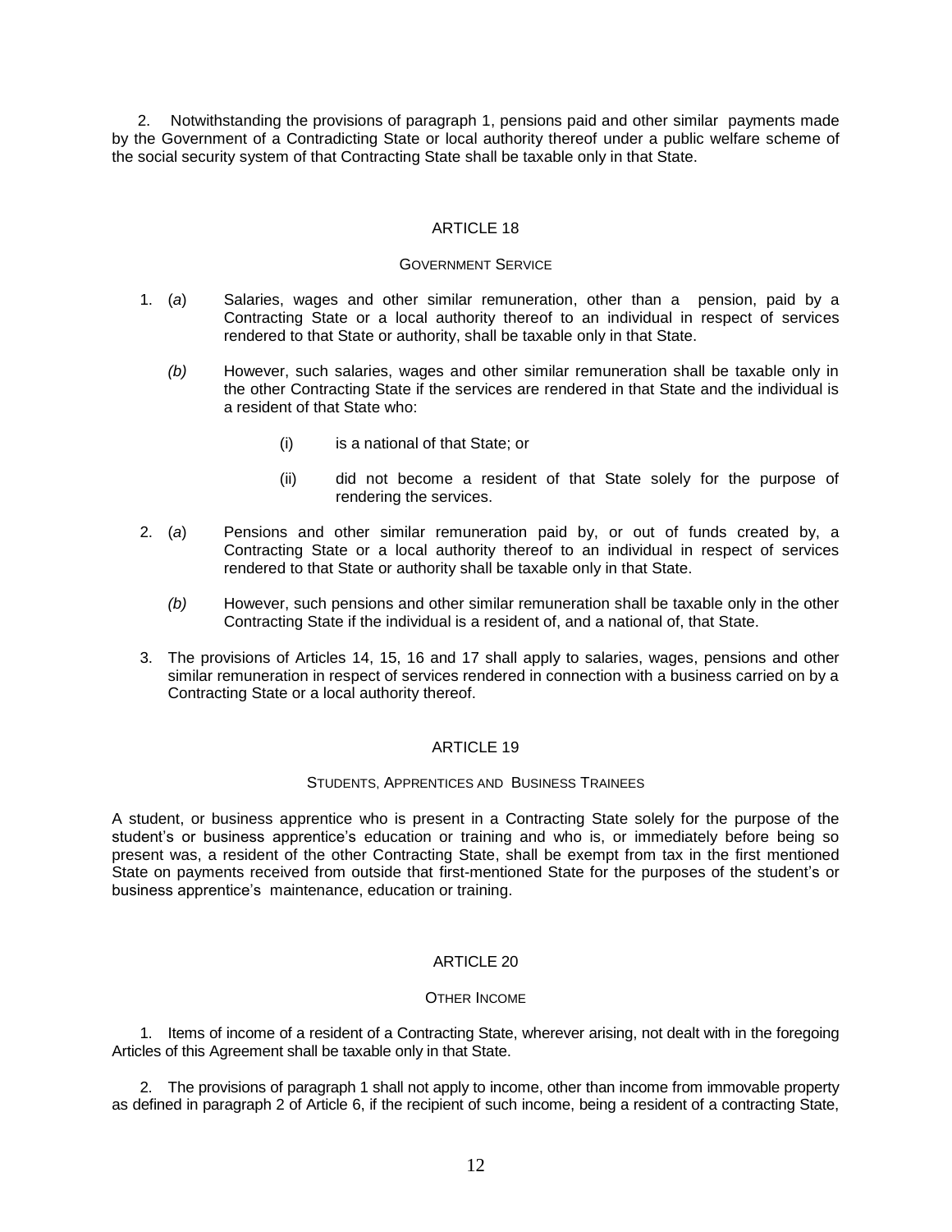2. Notwithstanding the provisions of paragraph 1, pensions paid and other similar payments made by the Government of a Contradicting State or local authority thereof under a public welfare scheme of the social security system of that Contracting State shall be taxable only in that State.

## ARTICLE 18

### GOVERNMENT SERVICE

1. (*a*) Salaries, wages and other similar remuneration, other than a pension, paid by a Contracting State or a local authority thereof to an individual in respect of services rendered to that State or authority, shall be taxable only in that State.

   *(b)* However, such salaries, wages and other similar remuneration shall be taxable only in the other Contracting State if the services are rendered in that State and the individual is a resident of that State who:

   (i) is a national of that State; or

   (ii) did not become a resident of that State solely for the purpose of rendering the services.

2. (*a*) Pensions and other similar remuneration paid by, or out of funds created by, a Contracting State or a local authority thereof to an individual in respect of services rendered to that State or authority shall be taxable only in that State.

   *(b)* However, such pensions and other similar remuneration shall be taxable only in the other Contracting State if the individual is a resident of, and a national of, that State.

3. The provisions of Articles 14, 15, 16 and 17 shall apply to salaries, wages, pensions and other similar remuneration in respect of services rendered in connection with a business carried on by a Contracting State or a local authority thereof.

## ARTICLE 19

### STUDENTS, APPRENTICES AND BUSINESS TRAINEES

A student, or business apprentice who is present in a Contracting State solely for the purpose of the student's or business apprentice's education or training and who is, or immediately before being so present was, a resident of the other Contracting State, shall be exempt from tax in the first mentioned State on payments received from outside that first-mentioned State for the purposes of the student's or business apprentice's maintenance, education or training.

## ARTICLE 20

### OTHER INCOME

1. Items of income of a resident of a Contracting State, wherever arising, not dealt with in the foregoing Articles of this Agreement shall be taxable only in that State.

2. The provisions of paragraph 1 shall not apply to income, other than income from immovable property as defined in paragraph 2 of Article 6, if the recipient of such income, being a resident of a contracting State,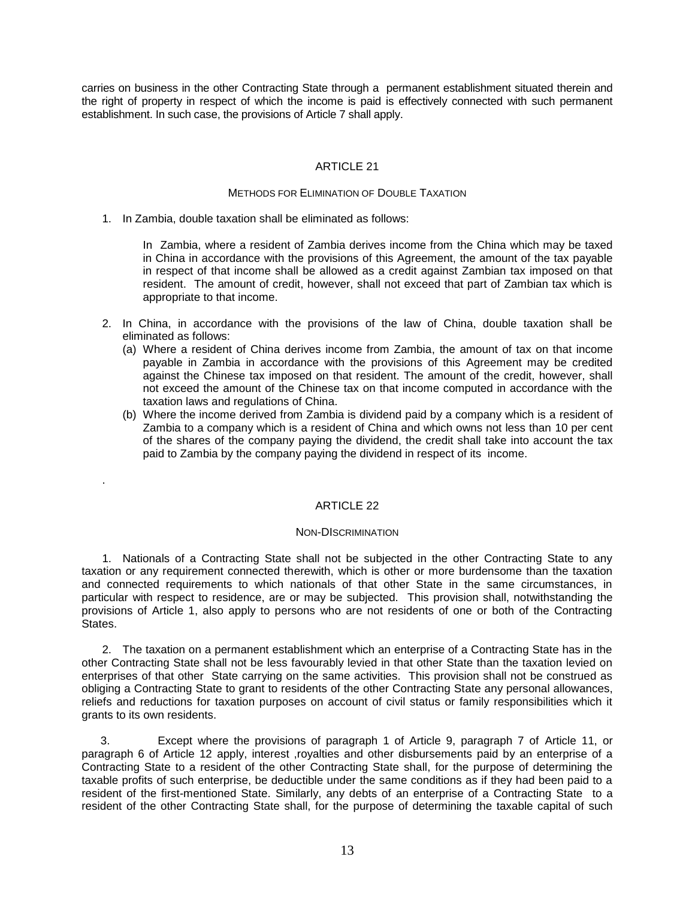carries on business in the other Contracting State through a permanent establishment situated therein and the right of property in respect of which the income is paid is effectively connected with such permanent establishment. In such case, the provisions of Article 7 shall apply.

## ARTICLE 21

### METHODS FOR ELIMINATION OF DOUBLE TAXATION

1. In Zambia, double taxation shall be eliminated as follows:

   In Zambia, where a resident of Zambia derives income from the China which may be taxed in China in accordance with the provisions of this Agreement, the amount of the tax payable in respect of that income shall be allowed as a credit against Zambian tax imposed on that resident. The amount of credit, however, shall not exceed that part of Zambian tax which is appropriate to that income.

2. In China, in accordance with the provisions of the law of China, double taxation shall be eliminated as follows:
   (a) Where a resident of China derives income from Zambia, the amount of tax on that income payable in Zambia in accordance with the provisions of this Agreement may be credited against the Chinese tax imposed on that resident. The amount of the credit, however, shall not exceed the amount of the Chinese tax on that income computed in accordance with the taxation laws and regulations of China.
   (b) Where the income derived from Zambia is dividend paid by a company which is a resident of Zambia to a company which is a resident of China and which owns not less than 10 per cent of the shares of the company paying the dividend, the credit shall take into account the tax paid to Zambia by the company paying the dividend in respect of its income.

.

## ARTICLE 22

### NON-DISCRIMINATION

1. Nationals of a Contracting State shall not be subjected in the other Contracting State to any taxation or any requirement connected therewith, which is other or more burdensome than the taxation and connected requirements to which nationals of that other State in the same circumstances, in particular with respect to residence, are or may be subjected. This provision shall, notwithstanding the provisions of Article 1, also apply to persons who are not residents of one or both of the Contracting States.

2. The taxation on a permanent establishment which an enterprise of a Contracting State has in the other Contracting State shall not be less favourably levied in that other State than the taxation levied on enterprises of that other State carrying on the same activities. This provision shall not be construed as obliging a Contracting State to grant to residents of the other Contracting State any personal allowances, reliefs and reductions for taxation purposes on account of civil status or family responsibilities which it grants to its own residents.

3. Except where the provisions of paragraph 1 of Article 9, paragraph 7 of Article 11, or paragraph 6 of Article 12 apply, interest ,royalties and other disbursements paid by an enterprise of a Contracting State to a resident of the other Contracting State shall, for the purpose of determining the taxable profits of such enterprise, be deductible under the same conditions as if they had been paid to a resident of the first-mentioned State. Similarly, any debts of an enterprise of a Contracting State to a resident of the other Contracting State shall, for the purpose of determining the taxable capital of such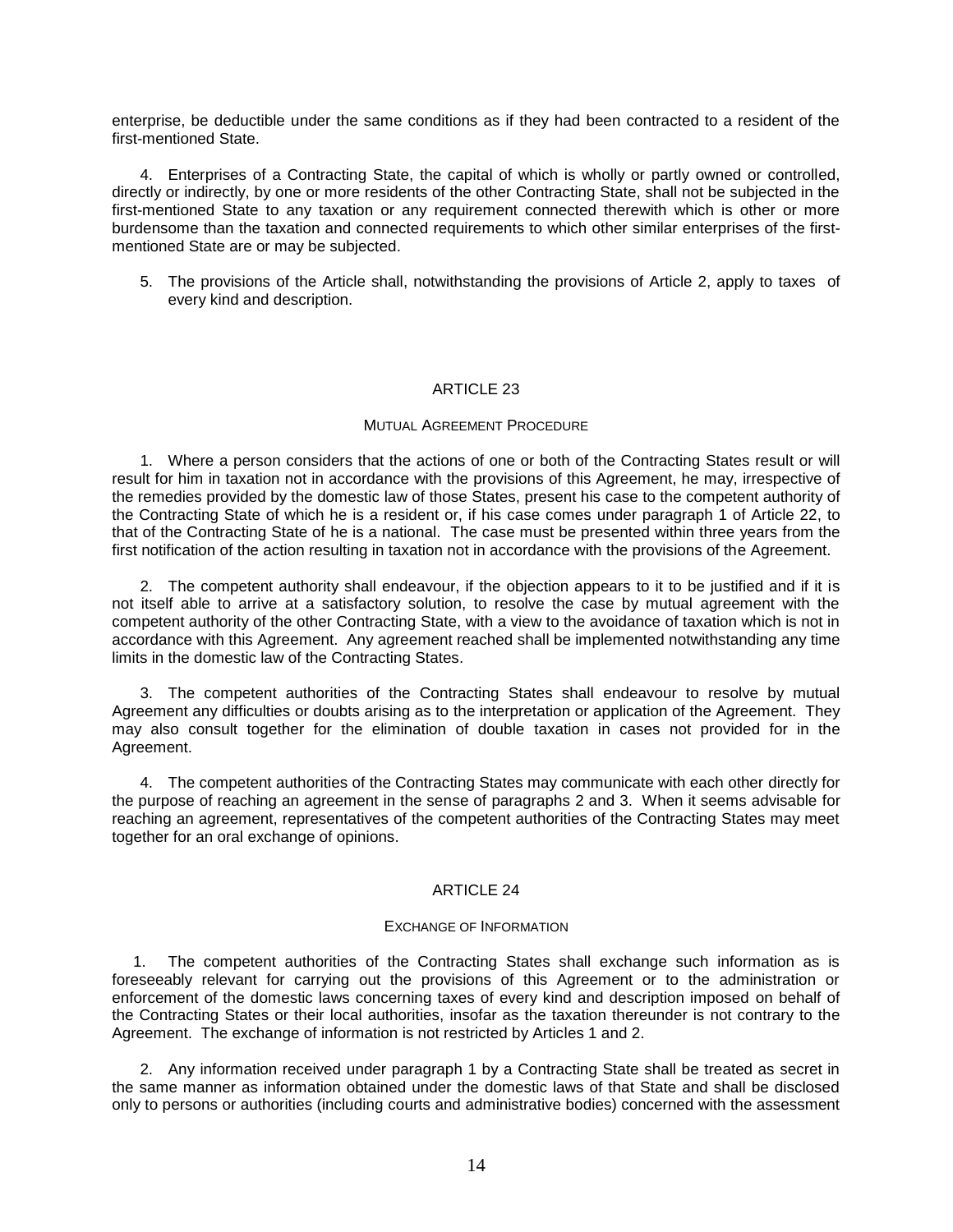enterprise, be deductible under the same conditions as if they had been contracted to a resident of the first-mentioned State.

4. Enterprises of a Contracting State, the capital of which is wholly or partly owned or controlled, directly or indirectly, by one or more residents of the other Contracting State, shall not be subjected in the first-mentioned State to any taxation or any requirement connected therewith which is other or more burdensome than the taxation and connected requirements to which other similar enterprises of the first-mentioned State are or may be subjected.

5. The provisions of the Article shall, notwithstanding the provisions of Article 2, apply to taxes of every kind and description.

## ARTICLE 23

### MUTUAL AGREEMENT PROCEDURE

1. Where a person considers that the actions of one or both of the Contracting States result or will result for him in taxation not in accordance with the provisions of this Agreement, he may, irrespective of the remedies provided by the domestic law of those States, present his case to the competent authority of the Contracting State of which he is a resident or, if his case comes under paragraph 1 of Article 22, to that of the Contracting State of he is a national. The case must be presented within three years from the first notification of the action resulting in taxation not in accordance with the provisions of the Agreement.

2. The competent authority shall endeavour, if the objection appears to it to be justified and if it is not itself able to arrive at a satisfactory solution, to resolve the case by mutual agreement with the competent authority of the other Contracting State, with a view to the avoidance of taxation which is not in accordance with this Agreement. Any agreement reached shall be implemented notwithstanding any time limits in the domestic law of the Contracting States.

3. The competent authorities of the Contracting States shall endeavour to resolve by mutual Agreement any difficulties or doubts arising as to the interpretation or application of the Agreement. They may also consult together for the elimination of double taxation in cases not provided for in the Agreement.

4. The competent authorities of the Contracting States may communicate with each other directly for the purpose of reaching an agreement in the sense of paragraphs 2 and 3. When it seems advisable for reaching an agreement, representatives of the competent authorities of the Contracting States may meet together for an oral exchange of opinions.

## ARTICLE 24

### EXCHANGE OF INFORMATION

1. The competent authorities of the Contracting States shall exchange such information as is foreseeably relevant for carrying out the provisions of this Agreement or to the administration or enforcement of the domestic laws concerning taxes of every kind and description imposed on behalf of the Contracting States or their local authorities, insofar as the taxation thereunder is not contrary to the Agreement. The exchange of information is not restricted by Articles 1 and 2.

2. Any information received under paragraph 1 by a Contracting State shall be treated as secret in the same manner as information obtained under the domestic laws of that State and shall be disclosed only to persons or authorities (including courts and administrative bodies) concerned with the assessment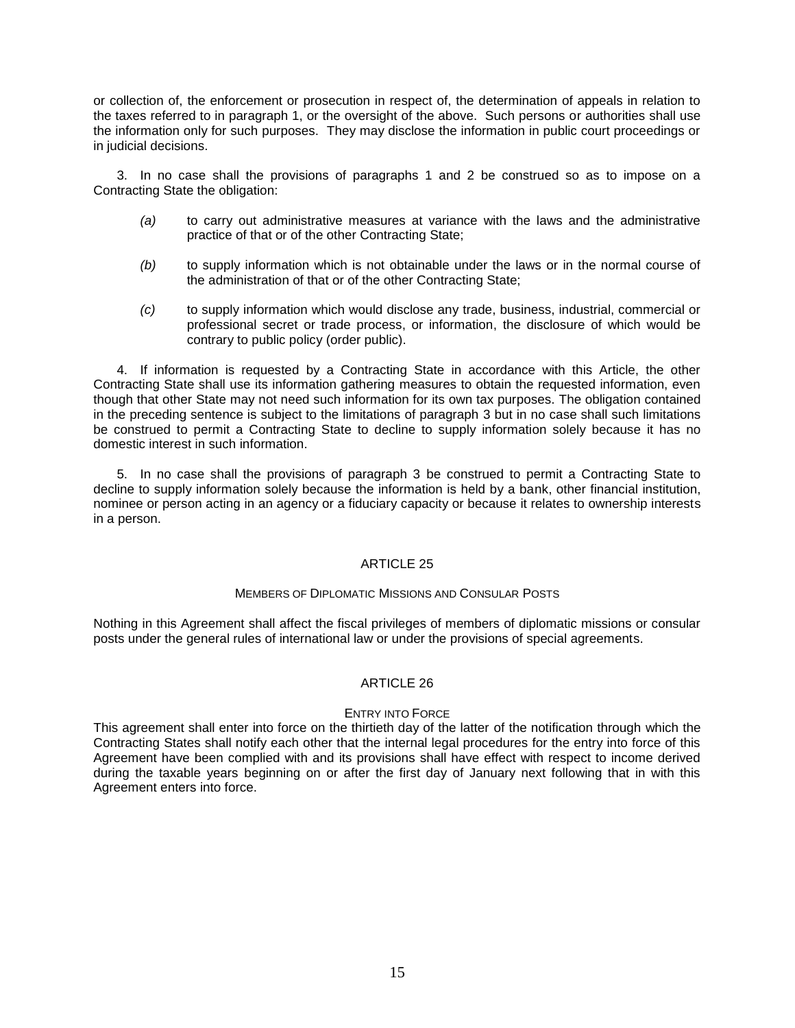or collection of, the enforcement or prosecution in respect of, the determination of appeals in relation to the taxes referred to in paragraph 1, or the oversight of the above. Such persons or authorities shall use the information only for such purposes. They may disclose the information in public court proceedings or in judicial decisions.

3. In no case shall the provisions of paragraphs 1 and 2 be construed so as to impose on a Contracting State the obligation:

*(a)* to carry out administrative measures at variance with the laws and the administrative practice of that or of the other Contracting State;

*(b)* to supply information which is not obtainable under the laws or in the normal course of the administration of that or of the other Contracting State;

*(c)* to supply information which would disclose any trade, business, industrial, commercial or professional secret or trade process, or information, the disclosure of which would be contrary to public policy (order public).

4. If information is requested by a Contracting State in accordance with this Article, the other Contracting State shall use its information gathering measures to obtain the requested information, even though that other State may not need such information for its own tax purposes. The obligation contained in the preceding sentence is subject to the limitations of paragraph 3 but in no case shall such limitations be construed to permit a Contracting State to decline to supply information solely because it has no domestic interest in such information.

5. In no case shall the provisions of paragraph 3 be construed to permit a Contracting State to decline to supply information solely because the information is held by a bank, other financial institution, nominee or person acting in an agency or a fiduciary capacity or because it relates to ownership interests in a person.

## ARTICLE 25

### MEMBERS OF DIPLOMATIC MISSIONS AND CONSULAR POSTS

Nothing in this Agreement shall affect the fiscal privileges of members of diplomatic missions or consular posts under the general rules of international law or under the provisions of special agreements.

## ARTICLE 26

### ENTRY INTO FORCE

This agreement shall enter into force on the thirtieth day of the latter of the notification through which the Contracting States shall notify each other that the internal legal procedures for the entry into force of this Agreement have been complied with and its provisions shall have effect with respect to income derived during the taxable years beginning on or after the first day of January next following that in with this Agreement enters into force.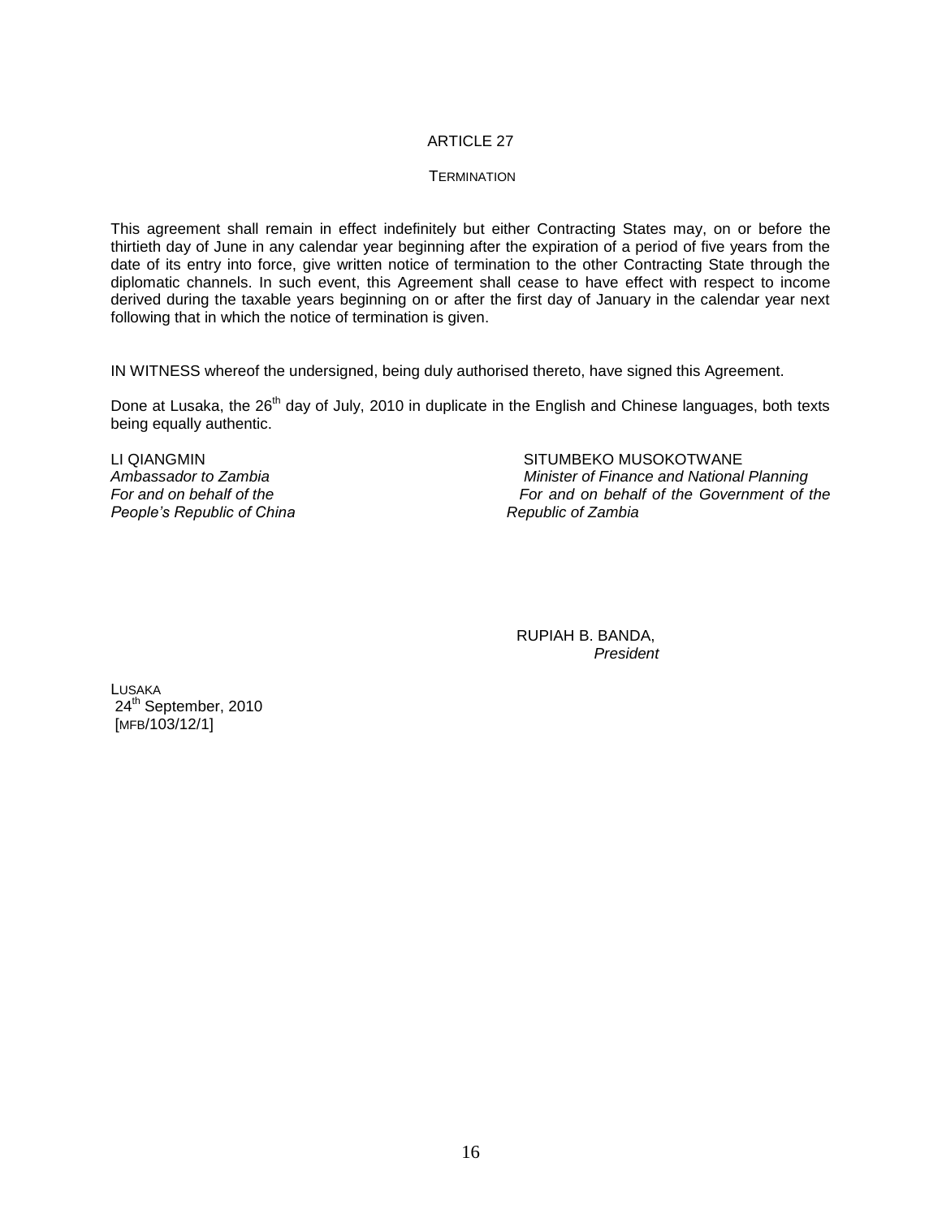## ARTICLE 27

### TERMINATION

This agreement shall remain in effect indefinitely but either Contracting States may, on or before the thirtieth day of June in any calendar year beginning after the expiration of a period of five years from the date of its entry into force, give written notice of termination to the other Contracting State through the diplomatic channels. In such event, this Agreement shall cease to have effect with respect to income derived during the taxable years beginning on or after the first day of January in the calendar year next following that in which the notice of termination is given.

IN WITNESS whereof the undersigned, being duly authorised thereto, have signed this Agreement.

Done at Lusaka, the 26th day of July, 2010 in duplicate in the English and Chinese languages, both texts being equally authentic.

LI QIANGMIN
*Ambassador to Zambia*
*For and on behalf of the*
*People's Republic of China*

SITUMBEKO MUSOKOTWANE
*Minister of Finance and National Planning*
*For and on behalf of the Government of the*
*Republic of Zambia*

RUPIAH B. BANDA,
*President*

LUSAKA
24th September, 2010
[MFB/103/12/1]